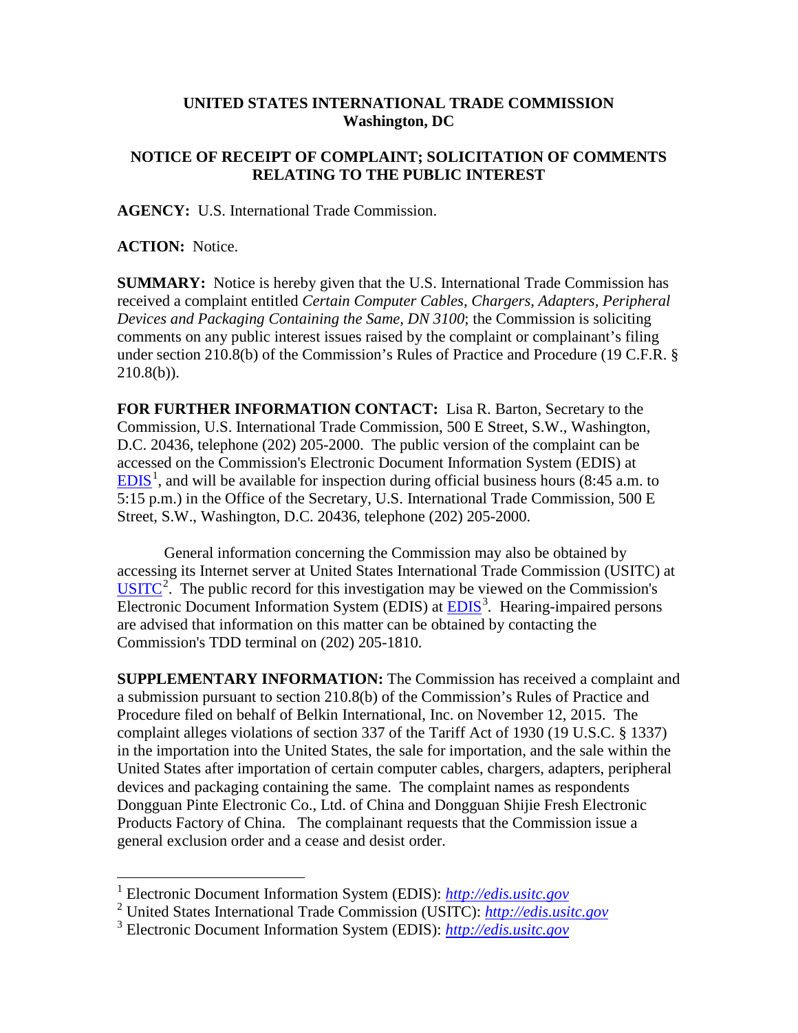**UNITED STATES INTERNATIONAL TRADE COMMISSION**
**Washington, DC**

**NOTICE OF RECEIPT OF COMPLAINT; SOLICITATION OF COMMENTS RELATING TO THE PUBLIC INTEREST**

**AGENCY:** U.S. International Trade Commission.

**ACTION:** Notice.

**SUMMARY:** Notice is hereby given that the U.S. International Trade Commission has received a complaint entitled *Certain Computer Cables, Chargers, Adapters, Peripheral Devices and Packaging Containing the Same, DN 3100*; the Commission is soliciting comments on any public interest issues raised by the complaint or complainant's filing under section 210.8(b) of the Commission's Rules of Practice and Procedure (19 C.F.R. § 210.8(b)).

**FOR FURTHER INFORMATION CONTACT:** Lisa R. Barton, Secretary to the Commission, U.S. International Trade Commission, 500 E Street, S.W., Washington, D.C. 20436, telephone (202) 205-2000. The public version of the complaint can be accessed on the Commission's Electronic Document Information System (EDIS) at EDIS[1], and will be available for inspection during official business hours (8:45 a.m. to 5:15 p.m.) in the Office of the Secretary, U.S. International Trade Commission, 500 E Street, S.W., Washington, D.C. 20436, telephone (202) 205-2000.

General information concerning the Commission may also be obtained by accessing its Internet server at United States International Trade Commission (USITC) at USITC[2]. The public record for this investigation may be viewed on the Commission's Electronic Document Information System (EDIS) at EDIS[3]. Hearing-impaired persons are advised that information on this matter can be obtained by contacting the Commission's TDD terminal on (202) 205-1810.

**SUPPLEMENTARY INFORMATION:** The Commission has received a complaint and a submission pursuant to section 210.8(b) of the Commission's Rules of Practice and Procedure filed on behalf of Belkin International, Inc. on November 12, 2015. The complaint alleges violations of section 337 of the Tariff Act of 1930 (19 U.S.C. § 1337) in the importation into the United States, the sale for importation, and the sale within the United States after importation of certain computer cables, chargers, adapters, peripheral devices and packaging containing the same. The complaint names as respondents Dongguan Pinte Electronic Co., Ltd. of China and Dongguan Shijie Fresh Electronic Products Factory of China. The complainant requests that the Commission issue a general exclusion order and a cease and desist order.

---

[1] Electronic Document Information System (EDIS): *http://edis.usitc.gov*
[2] United States International Trade Commission (USITC): *http://edis.usitc.gov*
[3] Electronic Document Information System (EDIS): *http://edis.usitc.gov*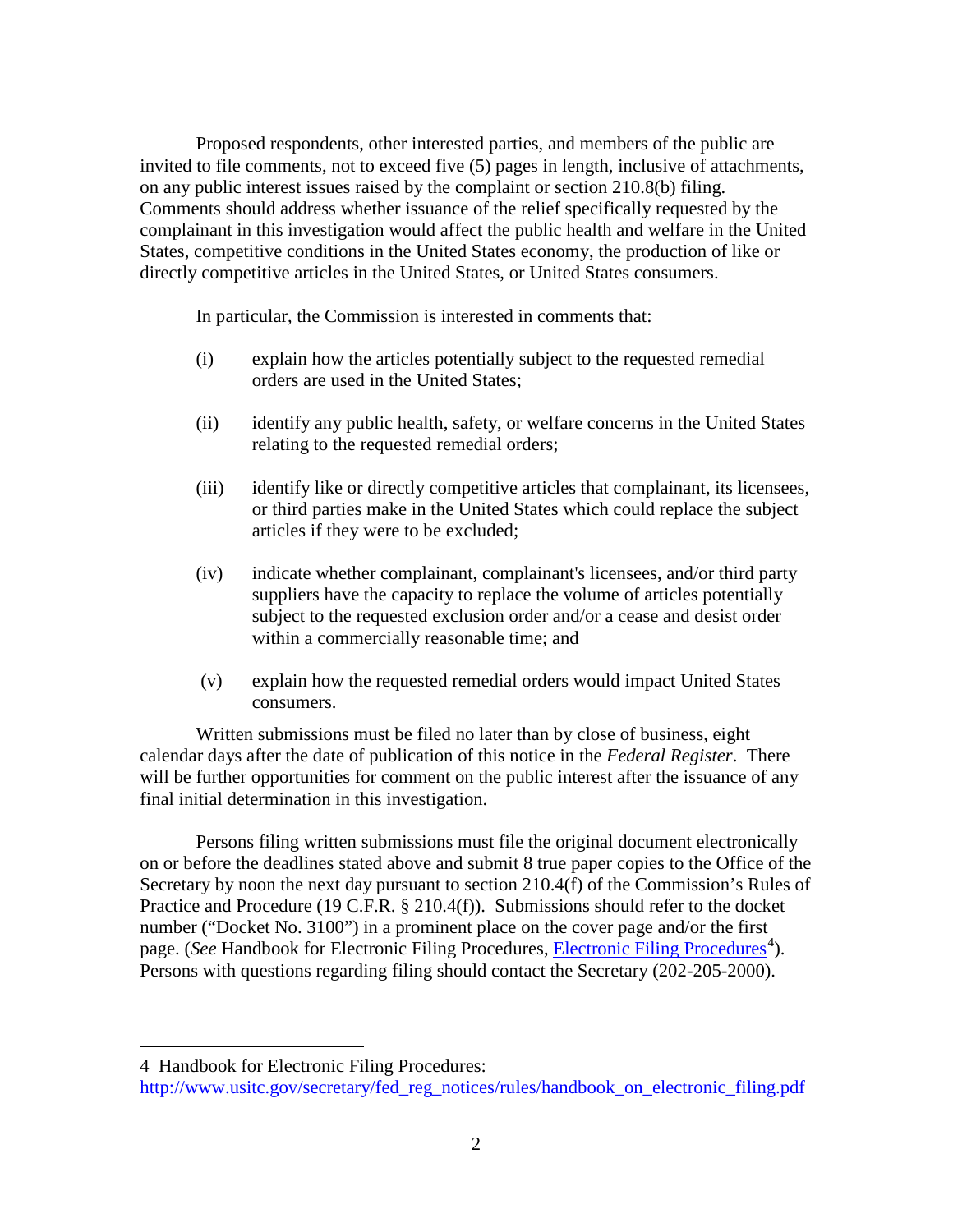Proposed respondents, other interested parties, and members of the public are invited to file comments, not to exceed five (5) pages in length, inclusive of attachments, on any public interest issues raised by the complaint or section 210.8(b) filing. Comments should address whether issuance of the relief specifically requested by the complainant in this investigation would affect the public health and welfare in the United States, competitive conditions in the United States economy, the production of like or directly competitive articles in the United States, or United States consumers.

In particular, the Commission is interested in comments that:

(i) explain how the articles potentially subject to the requested remedial orders are used in the United States;

(ii) identify any public health, safety, or welfare concerns in the United States relating to the requested remedial orders;

(iii) identify like or directly competitive articles that complainant, its licensees, or third parties make in the United States which could replace the subject articles if they were to be excluded;

(iv) indicate whether complainant, complainant's licensees, and/or third party suppliers have the capacity to replace the volume of articles potentially subject to the requested exclusion order and/or a cease and desist order within a commercially reasonable time; and

(v) explain how the requested remedial orders would impact United States consumers.

Written submissions must be filed no later than by close of business, eight calendar days after the date of publication of this notice in the *Federal Register*. There will be further opportunities for comment on the public interest after the issuance of any final initial determination in this investigation.

Persons filing written submissions must file the original document electronically on or before the deadlines stated above and submit 8 true paper copies to the Office of the Secretary by noon the next day pursuant to section 210.4(f) of the Commission's Rules of Practice and Procedure (19 C.F.R. § 210.4(f)). Submissions should refer to the docket number ("Docket No. 3100") in a prominent place on the cover page and/or the first page. (*See* Handbook for Electronic Filing Procedures, [Electronic Filing Procedures](http://www.usitc.gov/secretary/fed_reg_notices/rules/handbook_on_electronic_filing.pdf)[4]). Persons with questions regarding filing should contact the Secretary (202-205-2000).

---

4 Handbook for Electronic Filing Procedures: http://www.usitc.gov/secretary/fed_reg_notices/rules/handbook_on_electronic_filing.pdf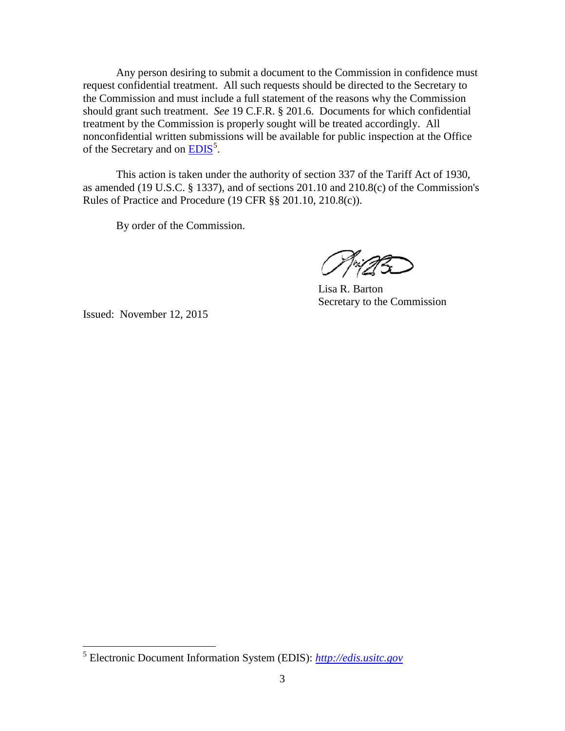Any person desiring to submit a document to the Commission in confidence must request confidential treatment. All such requests should be directed to the Secretary to the Commission and must include a full statement of the reasons why the Commission should grant such treatment. *See* 19 C.F.R. § 201.6. Documents for which confidential treatment by the Commission is properly sought will be treated accordingly. All nonconfidential written submissions will be available for public inspection at the Office of the Secretary and on EDIS[5].

This action is taken under the authority of section 337 of the Tariff Act of 1930, as amended (19 U.S.C. § 1337), and of sections 201.10 and 210.8(c) of the Commission's Rules of Practice and Procedure (19 CFR §§ 201.10, 210.8(c)).

By order of the Commission.

Lisa R. Barton
Secretary to the Commission

Issued: November 12, 2015

[5] Electronic Document Information System (EDIS): *http://edis.usitc.gov*